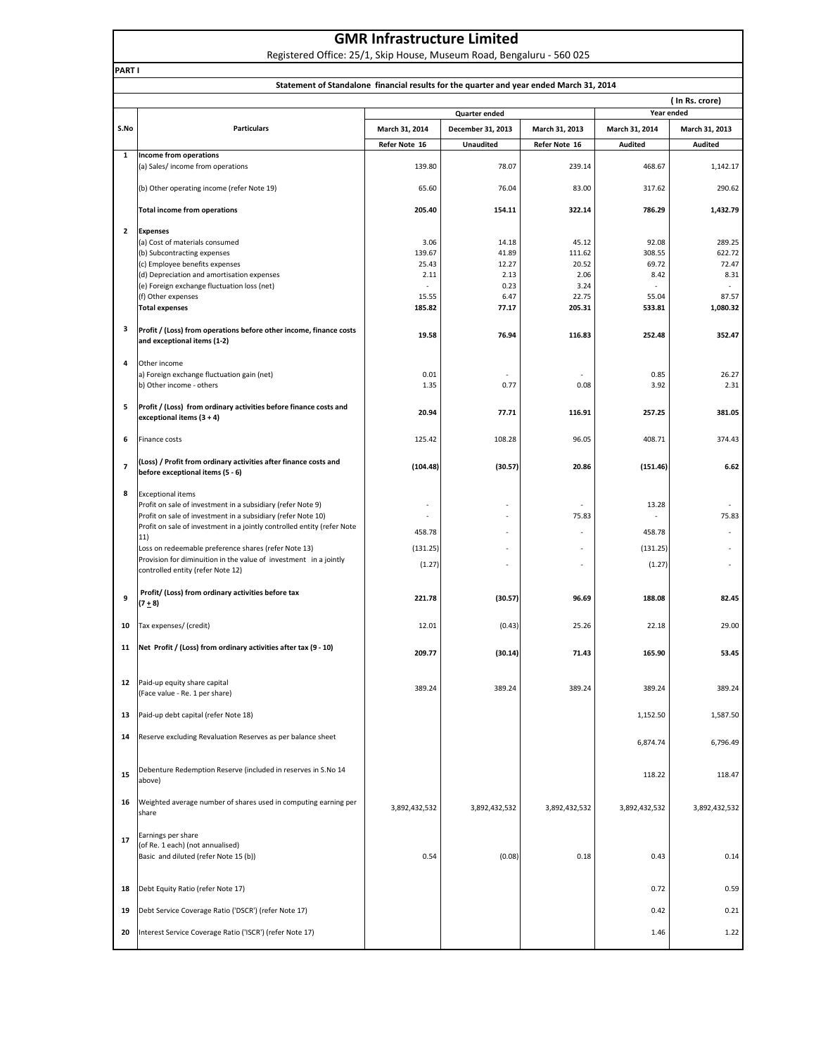# GMR Infrastructure Limited

Registered Office: 25/1, Skip House, Museum Road, Bengaluru - 560 025

**PART I**

**Statement of Standalone financial results for the quarter and year ended March 31, 2014**

( In Rs. crore)

| S.No | Particulars | Quarter ended | | | Year ended | |
|---|---|---|---|---|---|---|
| | | March 31, 2014 | December 31, 2013 | March 31, 2013 | March 31, 2014 | March 31, 2013 |
| | | Refer Note 16 | Unaudited | Refer Note 16 | Audited | Audited |
| 1 | **Income from operations** | | | | | |
| | (a) Sales/ income from operations | 139.80 | 78.07 | 239.14 | 468.67 | 1,142.17 |
| | (b) Other operating income (refer Note 19) | 65.60 | 76.04 | 83.00 | 317.62 | 290.62 |
| | **Total income from operations** | **205.40** | **154.11** | **322.14** | **786.29** | **1,432.79** |
| 2 | **Expenses** | | | | | |
| | (a) Cost of materials consumed | 3.06 | 14.18 | 45.12 | 92.08 | 289.25 |
| | (b) Subcontracting expenses | 139.67 | 41.89 | 111.62 | 308.55 | 622.72 |
| | (c) Employee benefits expenses | 25.43 | 12.27 | 20.52 | 69.72 | 72.47 |
| | (d) Depreciation and amortisation expenses | 2.11 | 2.13 | 2.06 | 8.42 | 8.31 |
| | (e) Foreign exchange fluctuation loss (net) | - | 0.23 | 3.24 | - | - |
| | (f) Other expenses | 15.55 | 6.47 | 22.75 | 55.04 | 87.57 |
| | **Total expenses** | **185.82** | **77.17** | **205.31** | **533.81** | **1,080.32** |
| 3 | **Profit / (Loss) from operations before other income, finance costs and exceptional items (1-2)** | **19.58** | **76.94** | **116.83** | **252.48** | **352.47** |
| 4 | Other income | | | | | |
| | a) Foreign exchange fluctuation gain (net) | 0.01 | - | - | 0.85 | 26.27 |
| | b) Other income - others | 1.35 | 0.77 | 0.08 | 3.92 | 2.31 |
| 5 | **Profit / (Loss) from ordinary activities before finance costs and exceptional items (3 + 4)** | **20.94** | **77.71** | **116.91** | **257.25** | **381.05** |
| 6 | Finance costs | 125.42 | 108.28 | 96.05 | 408.71 | 374.43 |
| 7 | **(Loss) / Profit from ordinary activities after finance costs and before exceptional items (5 - 6)** | **(104.48)** | **(30.57)** | **20.86** | **(151.46)** | **6.62** |
| 8 | Exceptional items | | | | | |
| | Profit on sale of investment in a subsidiary (refer Note 9) | - | - | - | 13.28 | - |
| | Profit on sale of investment in a subsidiary (refer Note 10) | - | - | 75.83 | - | 75.83 |
| | Profit on sale of investment in a jointly controlled entity (refer Note 11) | 458.78 | - | - | 458.78 | - |
| | Loss on redeemable preference shares (refer Note 13) | (131.25) | - | - | (131.25) | - |
| | Provision for diminuition in the value of investment in a jointly controlled entity (refer Note 12) | (1.27) | - | - | (1.27) | - |
| 9 | **Profit/ (Loss) from ordinary activities before tax (7 ± 8)** | **221.78** | **(30.57)** | **96.69** | **188.08** | **82.45** |
| 10 | Tax expenses/ (credit) | 12.01 | (0.43) | 25.26 | 22.18 | 29.00 |
| 11 | **Net Profit / (Loss) from ordinary activities after tax (9 - 10)** | **209.77** | **(30.14)** | **71.43** | **165.90** | **53.45** |
| 12 | Paid-up equity share capital (Face value - Re. 1 per share) | 389.24 | 389.24 | 389.24 | 389.24 | 389.24 |
| 13 | Paid-up debt capital (refer Note 18) | | | | 1,152.50 | 1,587.50 |
| 14 | Reserve excluding Revaluation Reserves as per balance sheet | | | | 6,874.74 | 6,796.49 |
| 15 | Debenture Redemption Reserve (included in reserves in S.No 14 above) | | | | 118.22 | 118.47 |
| 16 | Weighted average number of shares used in computing earning per share | 3,892,432,532 | 3,892,432,532 | 3,892,432,532 | 3,892,432,532 | 3,892,432,532 |
| 17 | Earnings per share (of Re. 1 each) (not annualised) Basic and diluted (refer Note 15 (b)) | 0.54 | (0.08) | 0.18 | 0.43 | 0.14 |
| 18 | Debt Equity Ratio (refer Note 17) | | | | 0.72 | 0.59 |
| 19 | Debt Service Coverage Ratio ('DSCR') (refer Note 17) | | | | 0.42 | 0.21 |
| 20 | Interest Service Coverage Ratio ('ISCR') (refer Note 17) | | | | 1.46 | 1.22 |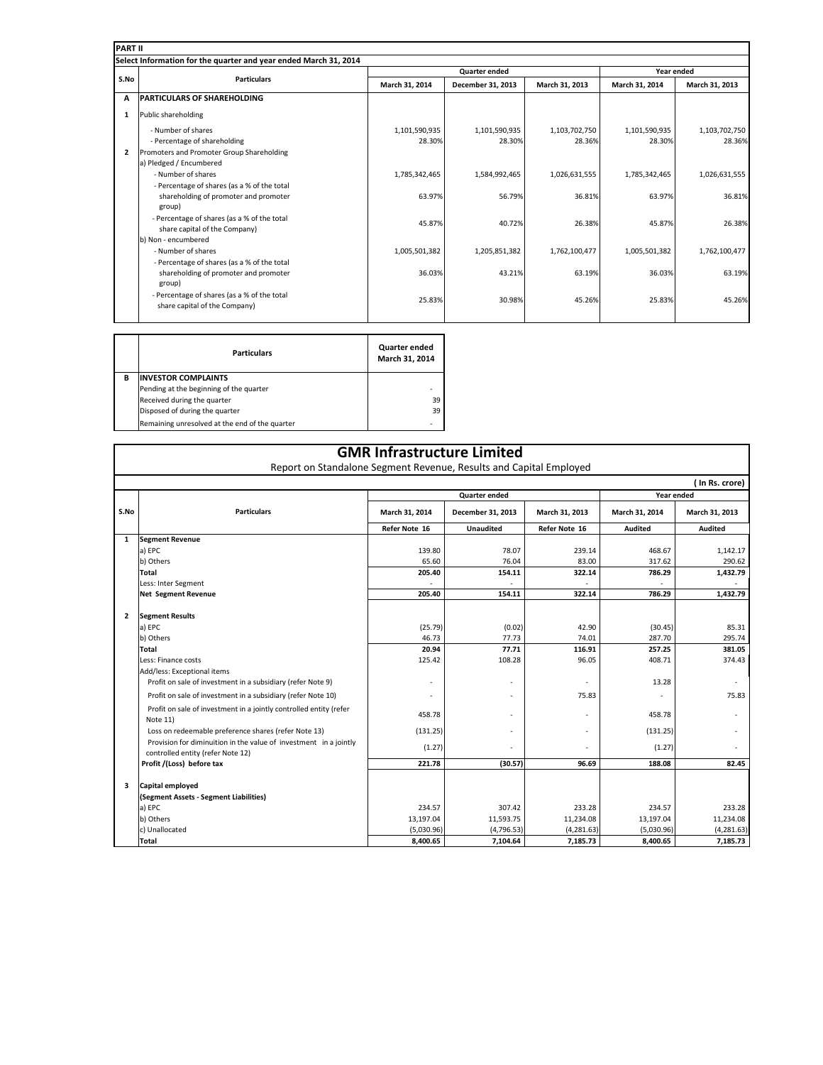**PART II**

**Select Information for the quarter and year ended March 31, 2014**

| S.No | Particulars | Quarter ended | | | Year ended | |
|---|---|---|---|---|---|---|
| | | March 31, 2014 | December 31, 2013 | March 31, 2013 | March 31, 2014 | March 31, 2013 |
| **A** | **PARTICULARS OF SHAREHOLDING** | | | | | |
| 1 | Public shareholding | | | | | |
| | - Number of shares | 1,101,590,935 | 1,101,590,935 | 1,103,702,750 | 1,101,590,935 | 1,103,702,750 |
| | - Percentage of shareholding | 28.30% | 28.30% | 28.36% | 28.30% | 28.36% |
| 2 | Promoters and Promoter Group Shareholding | | | | | |
| | a) Pledged / Encumbered | | | | | |
| | - Number of shares | 1,785,342,465 | 1,584,992,465 | 1,026,631,555 | 1,785,342,465 | 1,026,631,555 |
| | - Percentage of shares (as a % of the total shareholding of promoter and promoter group) | 63.97% | 56.79% | 36.81% | 63.97% | 36.81% |
| | - Percentage of shares (as a % of the total share capital of the Company) | 45.87% | 40.72% | 26.38% | 45.87% | 26.38% |
| | b) Non - encumbered | | | | | |
| | - Number of shares | 1,005,501,382 | 1,205,851,382 | 1,762,100,477 | 1,005,501,382 | 1,762,100,477 |
| | - Percentage of shares (as a % of the total shareholding of promoter and promoter group) | 36.03% | 43.21% | 63.19% | 36.03% | 63.19% |
| | - Percentage of shares (as a % of the total share capital of the Company) | 25.83% | 30.98% | 45.26% | 25.83% | 45.26% |

| | Particulars | Quarter ended March 31, 2014 |
|---|---|---|
| **B** | **INVESTOR COMPLAINTS** | |
| | Pending at the beginning of the quarter | - |
| | Received during the quarter | 39 |
| | Disposed of during the quarter | 39 |
| | Remaining unresolved at the end of the quarter | - |

# GMR Infrastructure Limited

Report on Standalone Segment Revenue, Results and Capital Employed

( In Rs. crore)

| S.No | Particulars | Quarter ended | | | Year ended | |
|---|---|---|---|---|---|---|
| | | March 31, 2014 | December 31, 2013 | March 31, 2013 | March 31, 2014 | March 31, 2013 |
| | | Refer Note 16 | Unaudited | Refer Note 16 | Audited | Audited |
| 1 | **Segment Revenue** | | | | | |
| | a) EPC | 139.80 | 78.07 | 239.14 | 468.67 | 1,142.17 |
| | b) Others | 65.60 | 76.04 | 83.00 | 317.62 | 290.62 |
| | **Total** | **205.40** | **154.11** | **322.14** | **786.29** | **1,432.79** |
| | Less: Inter Segment | - | - | - | - | - |
| | **Net Segment Revenue** | **205.40** | **154.11** | **322.14** | **786.29** | **1,432.79** |
| 2 | **Segment Results** | | | | | |
| | a) EPC | (25.79) | (0.02) | 42.90 | (30.45) | 85.31 |
| | b) Others | 46.73 | 77.73 | 74.01 | 287.70 | 295.74 |
| | **Total** | **20.94** | **77.71** | **116.91** | **257.25** | **381.05** |
| | Less: Finance costs | 125.42 | 108.28 | 96.05 | 408.71 | 374.43 |
| | Add/less: Exceptional items | | | | | |
| | Profit on sale of investment in a subsidiary (refer Note 9) | - | - | - | 13.28 | - |
| | Profit on sale of investment in a subsidiary (refer Note 10) | - | - | 75.83 | - | 75.83 |
| | Profit on sale of investment in a jointly controlled entity (refer Note 11) | 458.78 | - | - | 458.78 | - |
| | Loss on redeemable preference shares (refer Note 13) | (131.25) | - | - | (131.25) | - |
| | Provision for diminuition in the value of investment in a jointly controlled entity (refer Note 12) | (1.27) | - | - | (1.27) | - |
| | **Profit /(Loss) before tax** | **221.78** | **(30.57)** | **96.69** | **188.08** | **82.45** |
| 3 | **Capital employed** | | | | | |
| | **(Segment Assets - Segment Liabilities)** | | | | | |
| | a) EPC | 234.57 | 307.42 | 233.28 | 234.57 | 233.28 |
| | b) Others | 13,197.04 | 11,593.75 | 11,234.08 | 13,197.04 | 11,234.08 |
| | c) Unallocated | (5,030.96) | (4,796.53) | (4,281.63) | (5,030.96) | (4,281.63) |
| | **Total** | **8,400.65** | **7,104.64** | **7,185.73** | **8,400.65** | **7,185.73** |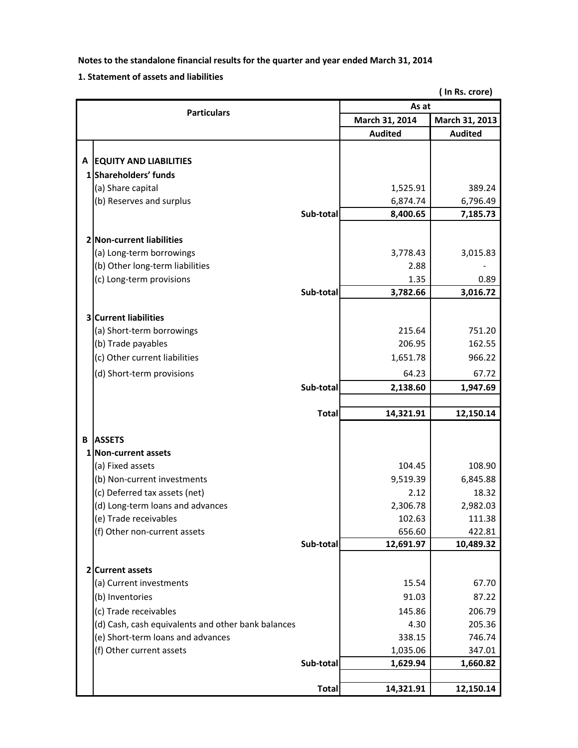**Notes to the standalone financial results for the quarter and year ended March 31, 2014**

**1. Statement of assets and liabilities**

( In Rs. crore)

| | Particulars | | As at | |
|---|---|---|---|---|
| | | | March 31, 2014 | March 31, 2013 |
| | | | Audited | Audited |
| **A** | **EQUITY AND LIABILITIES** | | | |
| **1** | **Shareholders' funds** | | | |
| | (a) Share capital | | 1,525.91 | 389.24 |
| | (b) Reserves and surplus | | 6,874.74 | 6,796.49 |
| | | **Sub-total** | **8,400.65** | **7,185.73** |
| **2** | **Non-current liabilities** | | | |
| | (a) Long-term borrowings | | 3,778.43 | 3,015.83 |
| | (b) Other long-term liabilities | | 2.88 | - |
| | (c) Long-term provisions | | 1.35 | 0.89 |
| | | **Sub-total** | **3,782.66** | **3,016.72** |
| **3** | **Current liabilities** | | | |
| | (a) Short-term borrowings | | 215.64 | 751.20 |
| | (b) Trade payables | | 206.95 | 162.55 |
| | (c) Other current liabilities | | 1,651.78 | 966.22 |
| | (d) Short-term provisions | | 64.23 | 67.72 |
| | | **Sub-total** | **2,138.60** | **1,947.69** |
| | | **Total** | **14,321.91** | **12,150.14** |
| **B** | **ASSETS** | | | |
| **1** | **Non-current assets** | | | |
| | (a) Fixed assets | | 104.45 | 108.90 |
| | (b) Non-current investments | | 9,519.39 | 6,845.88 |
| | (c) Deferred tax assets (net) | | 2.12 | 18.32 |
| | (d) Long-term loans and advances | | 2,306.78 | 2,982.03 |
| | (e) Trade receivables | | 102.63 | 111.38 |
| | (f) Other non-current assets | | 656.60 | 422.81 |
| | | **Sub-total** | **12,691.97** | **10,489.32** |
| **2** | **Current assets** | | | |
| | (a) Current investments | | 15.54 | 67.70 |
| | (b) Inventories | | 91.03 | 87.22 |
| | (c) Trade receivables | | 145.86 | 206.79 |
| | (d) Cash, cash equivalents and other bank balances | | 4.30 | 205.36 |
| | (e) Short-term loans and advances | | 338.15 | 746.74 |
| | (f) Other current assets | | 1,035.06 | 347.01 |
| | | **Sub-total** | **1,629.94** | **1,660.82** |
| | | **Total** | **14,321.91** | **12,150.14** |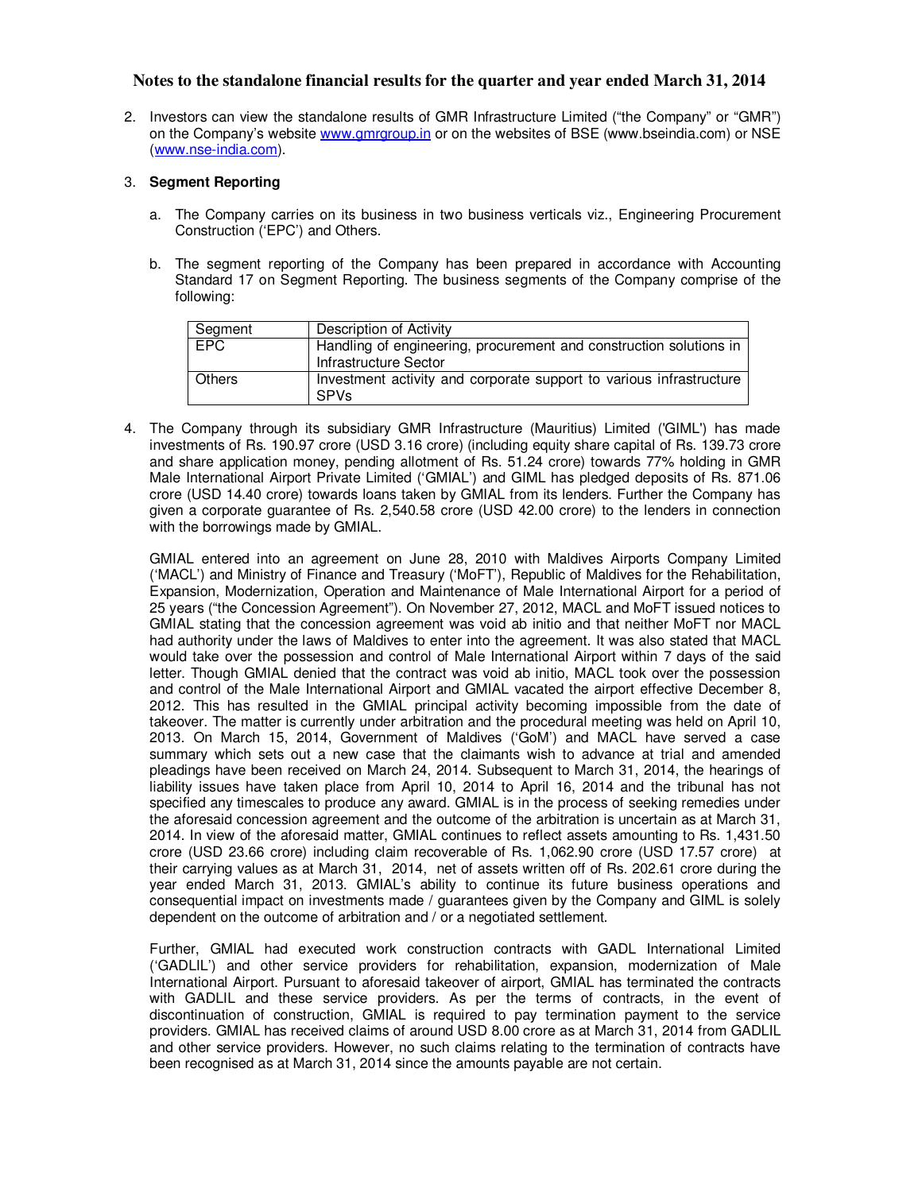# Notes to the standalone financial results for the quarter and year ended March 31, 2014

2. Investors can view the standalone results of GMR Infrastructure Limited ("the Company" or "GMR") on the Company's website www.gmrgroup.in or on the websites of BSE (www.bseindia.com) or NSE (www.nse-india.com).

3. **Segment Reporting**

   a. The Company carries on its business in two business verticals viz., Engineering Procurement Construction ('EPC') and Others.

   b. The segment reporting of the Company has been prepared in accordance with Accounting Standard 17 on Segment Reporting. The business segments of the Company comprise of the following:

| Segment | Description of Activity |
|---|---|
| EPC | Handling of engineering, procurement and construction solutions in Infrastructure Sector |
| Others | Investment activity and corporate support to various infrastructure SPVs |

4. The Company through its subsidiary GMR Infrastructure (Mauritius) Limited ('GIML') has made investments of Rs. 190.97 crore (USD 3.16 crore) (including equity share capital of Rs. 139.73 crore and share application money, pending allotment of Rs. 51.24 crore) towards 77% holding in GMR Male International Airport Private Limited ('GMIAL') and GIML has pledged deposits of Rs. 871.06 crore (USD 14.40 crore) towards loans taken by GMIAL from its lenders. Further the Company has given a corporate guarantee of Rs. 2,540.58 crore (USD 42.00 crore) to the lenders in connection with the borrowings made by GMIAL.

   GMIAL entered into an agreement on June 28, 2010 with Maldives Airports Company Limited ('MACL') and Ministry of Finance and Treasury ('MoFT'), Republic of Maldives for the Rehabilitation, Expansion, Modernization, Operation and Maintenance of Male International Airport for a period of 25 years ("the Concession Agreement"). On November 27, 2012, MACL and MoFT issued notices to GMIAL stating that the concession agreement was void ab initio and that neither MoFT nor MACL had authority under the laws of Maldives to enter into the agreement. It was also stated that MACL would take over the possession and control of Male International Airport within 7 days of the said letter. Though GMIAL denied that the contract was void ab initio, MACL took over the possession and control of the Male International Airport and GMIAL vacated the airport effective December 8, 2012. This has resulted in the GMIAL principal activity becoming impossible from the date of takeover. The matter is currently under arbitration and the procedural meeting was held on April 10, 2013. On March 15, 2014, Government of Maldives ('GoM') and MACL have served a case summary which sets out a new case that the claimants wish to advance at trial and amended pleadings have been received on March 24, 2014. Subsequent to March 31, 2014, the hearings of liability issues have taken place from April 10, 2014 to April 16, 2014 and the tribunal has not specified any timescales to produce any award. GMIAL is in the process of seeking remedies under the aforesaid concession agreement and the outcome of the arbitration is uncertain as at March 31, 2014. In view of the aforesaid matter, GMIAL continues to reflect assets amounting to Rs. 1,431.50 crore (USD 23.66 crore) including claim recoverable of Rs. 1,062.90 crore (USD 17.57 crore) at their carrying values as at March 31, 2014, net of assets written off of Rs. 202.61 crore during the year ended March 31, 2013. GMIAL's ability to continue its future business operations and consequential impact on investments made / guarantees given by the Company and GIML is solely dependent on the outcome of arbitration and / or a negotiated settlement.

   Further, GMIAL had executed work construction contracts with GADL International Limited ('GADLIL') and other service providers for rehabilitation, expansion, modernization of Male International Airport. Pursuant to aforesaid takeover of airport, GMIAL has terminated the contracts with GADLIL and these service providers. As per the terms of contracts, in the event of discontinuation of construction, GMIAL is required to pay termination payment to the service providers. GMIAL has received claims of around USD 8.00 crore as at March 31, 2014 from GADLIL and other service providers. However, no such claims relating to the termination of contracts have been recognised as at March 31, 2014 since the amounts payable are not certain.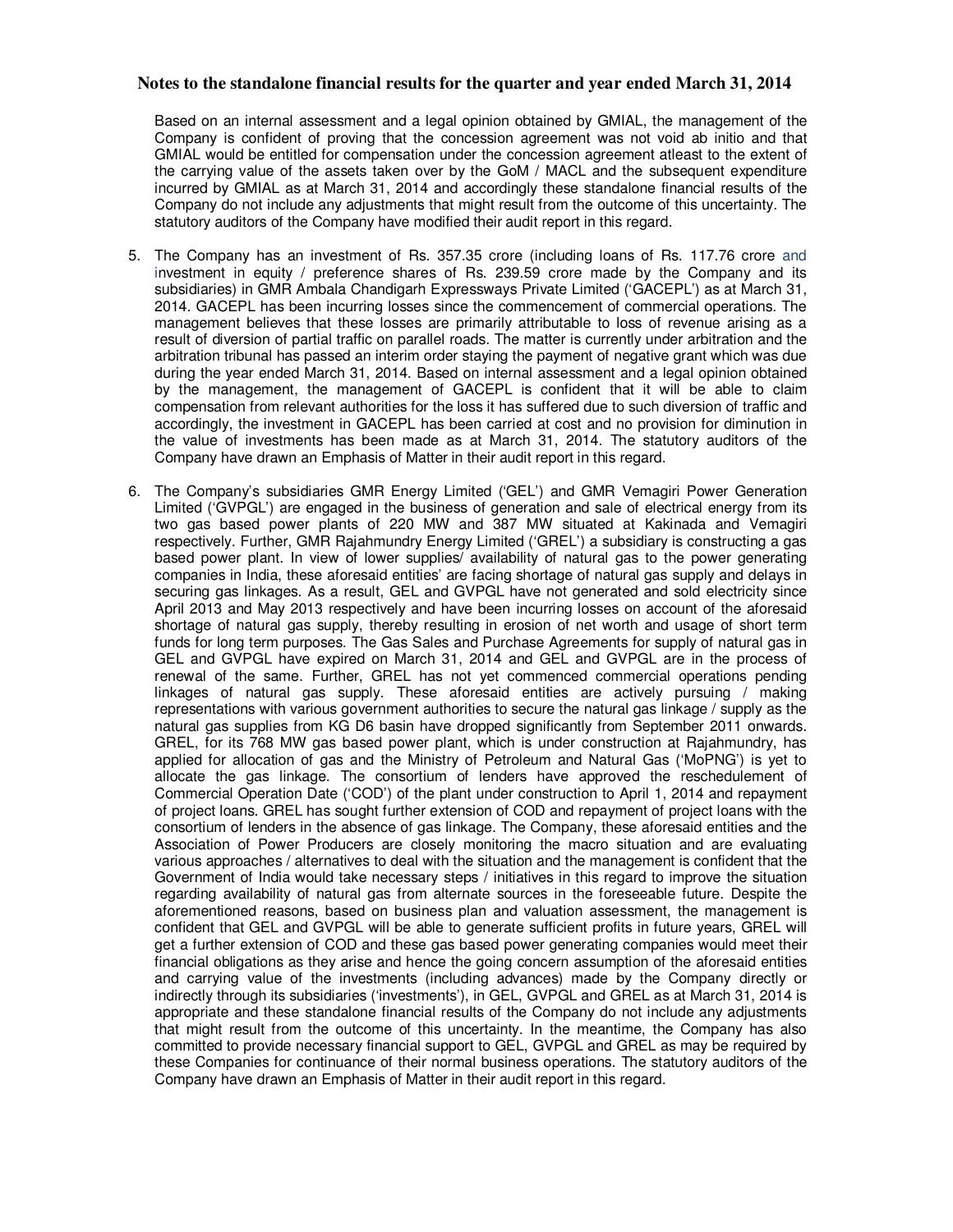# Notes to the standalone financial results for the quarter and year ended March 31, 2014

Based on an internal assessment and a legal opinion obtained by GMIAL, the management of the Company is confident of proving that the concession agreement was not void ab initio and that GMIAL would be entitled for compensation under the concession agreement atleast to the extent of the carrying value of the assets taken over by the GoM / MACL and the subsequent expenditure incurred by GMIAL as at March 31, 2014 and accordingly these standalone financial results of the Company do not include any adjustments that might result from the outcome of this uncertainty. The statutory auditors of the Company have modified their audit report in this regard.

5. The Company has an investment of Rs. 357.35 crore (including loans of Rs. 117.76 crore and investment in equity / preference shares of Rs. 239.59 crore made by the Company and its subsidiaries) in GMR Ambala Chandigarh Expressways Private Limited ('GACEPL') as at March 31, 2014. GACEPL has been incurring losses since the commencement of commercial operations. The management believes that these losses are primarily attributable to loss of revenue arising as a result of diversion of partial traffic on parallel roads. The matter is currently under arbitration and the arbitration tribunal has passed an interim order staying the payment of negative grant which was due during the year ended March 31, 2014. Based on internal assessment and a legal opinion obtained by the management, the management of GACEPL is confident that it will be able to claim compensation from relevant authorities for the loss it has suffered due to such diversion of traffic and accordingly, the investment in GACEPL has been carried at cost and no provision for diminution in the value of investments has been made as at March 31, 2014. The statutory auditors of the Company have drawn an Emphasis of Matter in their audit report in this regard.

6. The Company's subsidiaries GMR Energy Limited ('GEL') and GMR Vemagiri Power Generation Limited ('GVPGL') are engaged in the business of generation and sale of electrical energy from its two gas based power plants of 220 MW and 387 MW situated at Kakinada and Vemagiri respectively. Further, GMR Rajahmundry Energy Limited ('GREL') a subsidiary is constructing a gas based power plant. In view of lower supplies/ availability of natural gas to the power generating companies in India, these aforesaid entities' are facing shortage of natural gas supply and delays in securing gas linkages. As a result, GEL and GVPGL have not generated and sold electricity since April 2013 and May 2013 respectively and have been incurring losses on account of the aforesaid shortage of natural gas supply, thereby resulting in erosion of net worth and usage of short term funds for long term purposes. The Gas Sales and Purchase Agreements for supply of natural gas in GEL and GVPGL have expired on March 31, 2014 and GEL and GVPGL are in the process of renewal of the same. Further, GREL has not yet commenced commercial operations pending linkages of natural gas supply. These aforesaid entities are actively pursuing / making representations with various government authorities to secure the natural gas linkage / supply as the natural gas supplies from KG D6 basin have dropped significantly from September 2011 onwards. GREL, for its 768 MW gas based power plant, which is under construction at Rajahmundry, has applied for allocation of gas and the Ministry of Petroleum and Natural Gas ('MoPNG') is yet to allocate the gas linkage. The consortium of lenders have approved the reschedulement of Commercial Operation Date ('COD') of the plant under construction to April 1, 2014 and repayment of project loans. GREL has sought further extension of COD and repayment of project loans with the consortium of lenders in the absence of gas linkage. The Company, these aforesaid entities and the Association of Power Producers are closely monitoring the macro situation and are evaluating various approaches / alternatives to deal with the situation and the management is confident that the Government of India would take necessary steps / initiatives in this regard to improve the situation regarding availability of natural gas from alternate sources in the foreseeable future. Despite the aforementioned reasons, based on business plan and valuation assessment, the management is confident that GEL and GVPGL will be able to generate sufficient profits in future years, GREL will get a further extension of COD and these gas based power generating companies would meet their financial obligations as they arise and hence the going concern assumption of the aforesaid entities and carrying value of the investments (including advances) made by the Company directly or indirectly through its subsidiaries ('investments'), in GEL, GVPGL and GREL as at March 31, 2014 is appropriate and these standalone financial results of the Company do not include any adjustments that might result from the outcome of this uncertainty. In the meantime, the Company has also committed to provide necessary financial support to GEL, GVPGL and GREL as may be required by these Companies for continuance of their normal business operations. The statutory auditors of the Company have drawn an Emphasis of Matter in their audit report in this regard.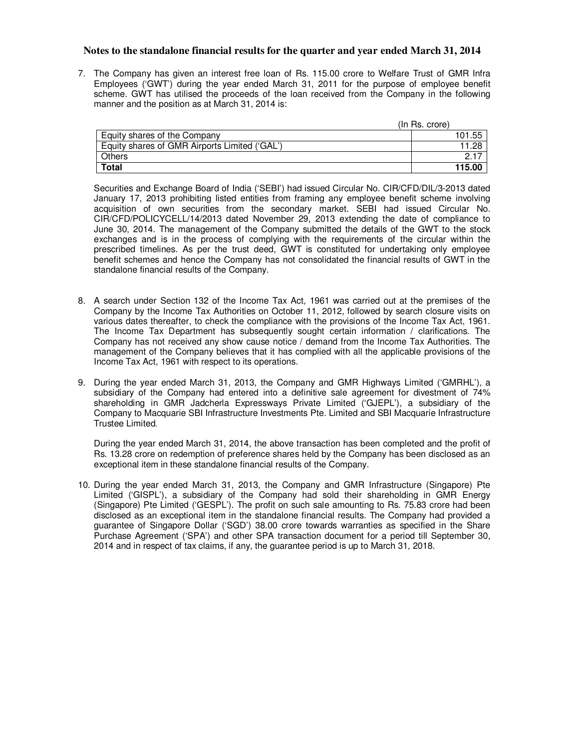# Notes to the standalone financial results for the quarter and year ended March 31, 2014

7. The Company has given an interest free loan of Rs. 115.00 crore to Welfare Trust of GMR Infra Employees ('GWT') during the year ended March 31, 2011 for the purpose of employee benefit scheme. GWT has utilised the proceeds of the loan received from the Company in the following manner and the position as at March 31, 2014 is:

| | (In Rs. crore) |
|---|---|
| Equity shares of the Company | 101.55 |
| Equity shares of GMR Airports Limited ('GAL') | 11.28 |
| Others | 2.17 |
| **Total** | **115.00** |

Securities and Exchange Board of India ('SEBI') had issued Circular No. CIR/CFD/DIL/3-2013 dated January 17, 2013 prohibiting listed entities from framing any employee benefit scheme involving acquisition of own securities from the secondary market. SEBI had issued Circular No. CIR/CFD/POLICYCELL/14/2013 dated November 29, 2013 extending the date of compliance to June 30, 2014. The management of the Company submitted the details of the GWT to the stock exchanges and is in the process of complying with the requirements of the circular within the prescribed timelines. As per the trust deed, GWT is constituted for undertaking only employee benefit schemes and hence the Company has not consolidated the financial results of GWT in the standalone financial results of the Company.

8. A search under Section 132 of the Income Tax Act, 1961 was carried out at the premises of the Company by the Income Tax Authorities on October 11, 2012, followed by search closure visits on various dates thereafter, to check the compliance with the provisions of the Income Tax Act, 1961. The Income Tax Department has subsequently sought certain information / clarifications. The Company has not received any show cause notice / demand from the Income Tax Authorities. The management of the Company believes that it has complied with all the applicable provisions of the Income Tax Act, 1961 with respect to its operations.

9. During the year ended March 31, 2013, the Company and GMR Highways Limited ('GMRHL'), a subsidiary of the Company had entered into a definitive sale agreement for divestment of 74% shareholding in GMR Jadcherla Expressways Private Limited ('GJEPL'), a subsidiary of the Company to Macquarie SBI Infrastructure Investments Pte. Limited and SBI Macquarie Infrastructure Trustee Limited.

   During the year ended March 31, 2014, the above transaction has been completed and the profit of Rs. 13.28 crore on redemption of preference shares held by the Company has been disclosed as an exceptional item in these standalone financial results of the Company.

10. During the year ended March 31, 2013, the Company and GMR Infrastructure (Singapore) Pte Limited ('GISPL'), a subsidiary of the Company had sold their shareholding in GMR Energy (Singapore) Pte Limited ('GESPL'). The profit on such sale amounting to Rs. 75.83 crore had been disclosed as an exceptional item in the standalone financial results. The Company had provided a guarantee of Singapore Dollar ('SGD') 38.00 crore towards warranties as specified in the Share Purchase Agreement ('SPA') and other SPA transaction document for a period till September 30, 2014 and in respect of tax claims, if any, the guarantee period is up to March 31, 2018.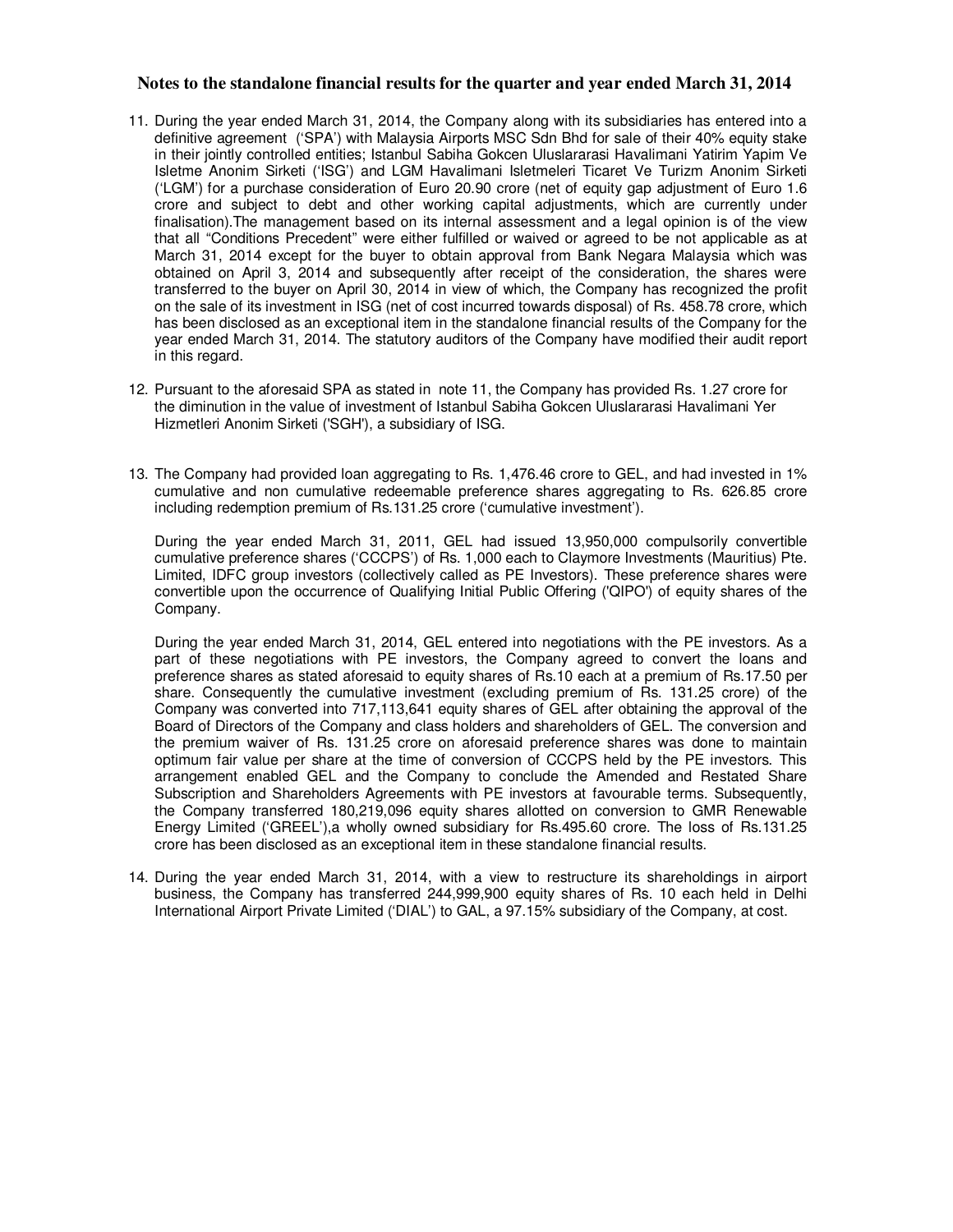# Notes to the standalone financial results for the quarter and year ended March 31, 2014

11. During the year ended March 31, 2014, the Company along with its subsidiaries has entered into a definitive agreement ('SPA') with Malaysia Airports MSC Sdn Bhd for sale of their 40% equity stake in their jointly controlled entities; Istanbul Sabiha Gokcen Uluslararasi Havalimani Yatirim Yapim Ve Isletme Anonim Sirketi ('ISG') and LGM Havalimani Isletmeleri Ticaret Ve Turizm Anonim Sirketi ('LGM') for a purchase consideration of Euro 20.90 crore (net of equity gap adjustment of Euro 1.6 crore and subject to debt and other working capital adjustments, which are currently under finalisation).The management based on its internal assessment and a legal opinion is of the view that all "Conditions Precedent" were either fulfilled or waived or agreed to be not applicable as at March 31, 2014 except for the buyer to obtain approval from Bank Negara Malaysia which was obtained on April 3, 2014 and subsequently after receipt of the consideration, the shares were transferred to the buyer on April 30, 2014 in view of which, the Company has recognized the profit on the sale of its investment in ISG (net of cost incurred towards disposal) of Rs. 458.78 crore, which has been disclosed as an exceptional item in the standalone financial results of the Company for the year ended March 31, 2014. The statutory auditors of the Company have modified their audit report in this regard.

12. Pursuant to the aforesaid SPA as stated in note 11, the Company has provided Rs. 1.27 crore for the diminution in the value of investment of Istanbul Sabiha Gokcen Uluslararasi Havalimani Yer Hizmetleri Anonim Sirketi ('SGH'), a subsidiary of ISG.

13. The Company had provided loan aggregating to Rs. 1,476.46 crore to GEL, and had invested in 1% cumulative and non cumulative redeemable preference shares aggregating to Rs. 626.85 crore including redemption premium of Rs.131.25 crore ('cumulative investment').

    During the year ended March 31, 2011, GEL had issued 13,950,000 compulsorily convertible cumulative preference shares ('CCCPS') of Rs. 1,000 each to Claymore Investments (Mauritius) Pte. Limited, IDFC group investors (collectively called as PE Investors). These preference shares were convertible upon the occurrence of Qualifying Initial Public Offering ('QIPO') of equity shares of the Company.

    During the year ended March 31, 2014, GEL entered into negotiations with the PE investors. As a part of these negotiations with PE investors, the Company agreed to convert the loans and preference shares as stated aforesaid to equity shares of Rs.10 each at a premium of Rs.17.50 per share. Consequently the cumulative investment (excluding premium of Rs. 131.25 crore) of the Company was converted into 717,113,641 equity shares of GEL after obtaining the approval of the Board of Directors of the Company and class holders and shareholders of GEL. The conversion and the premium waiver of Rs. 131.25 crore on aforesaid preference shares was done to maintain optimum fair value per share at the time of conversion of CCCPS held by the PE investors. This arrangement enabled GEL and the Company to conclude the Amended and Restated Share Subscription and Shareholders Agreements with PE investors at favourable terms. Subsequently, the Company transferred 180,219,096 equity shares allotted on conversion to GMR Renewable Energy Limited ('GREEL'),a wholly owned subsidiary for Rs.495.60 crore. The loss of Rs.131.25 crore has been disclosed as an exceptional item in these standalone financial results.

14. During the year ended March 31, 2014, with a view to restructure its shareholdings in airport business, the Company has transferred 244,999,900 equity shares of Rs. 10 each held in Delhi International Airport Private Limited ('DIAL') to GAL, a 97.15% subsidiary of the Company, at cost.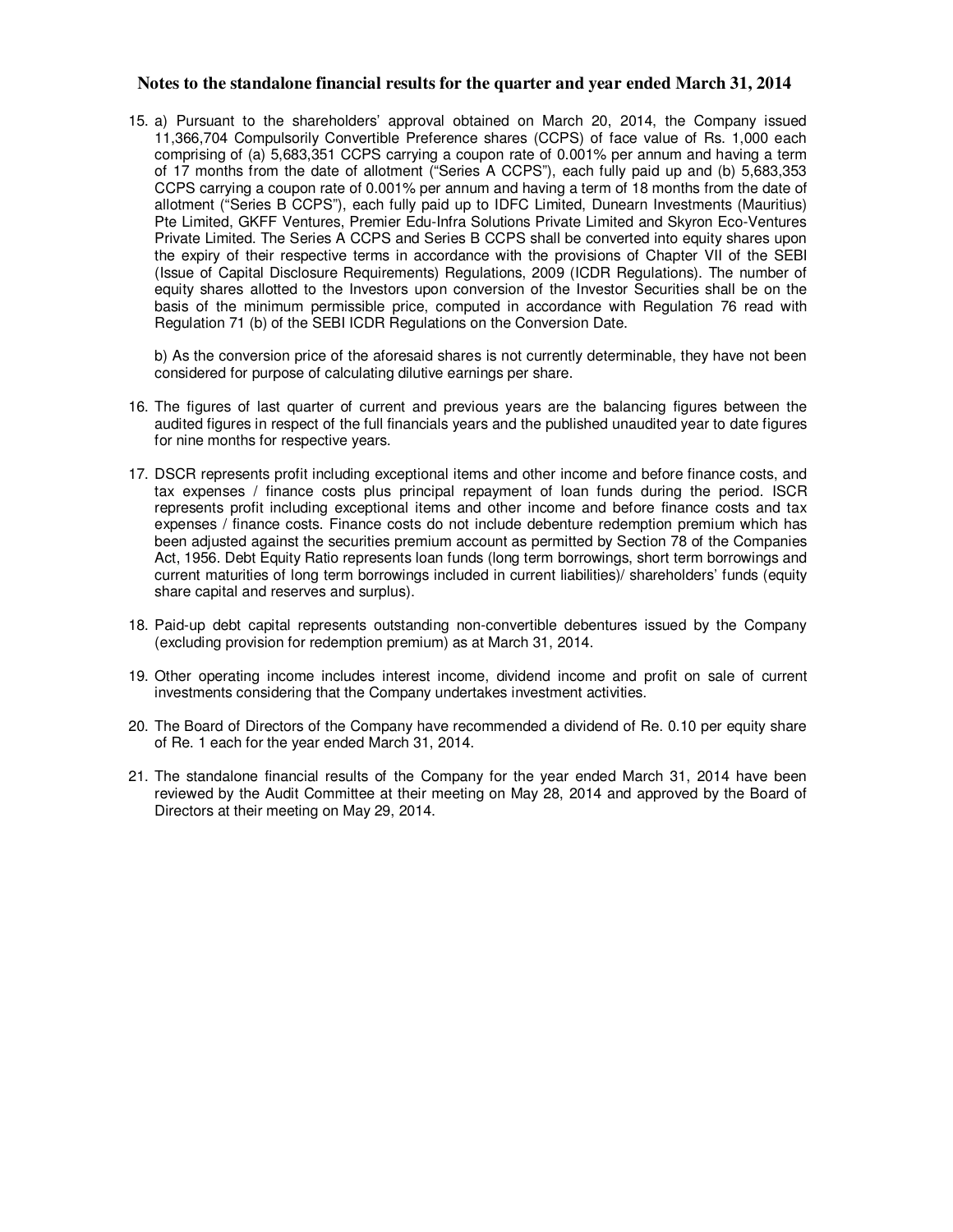**Notes to the standalone financial results for the quarter and year ended March 31, 2014**

15. a) Pursuant to the shareholders' approval obtained on March 20, 2014, the Company issued 11,366,704 Compulsorily Convertible Preference shares (CCPS) of face value of Rs. 1,000 each comprising of (a) 5,683,351 CCPS carrying a coupon rate of 0.001% per annum and having a term of 17 months from the date of allotment ("Series A CCPS"), each fully paid up and (b) 5,683,353 CCPS carrying a coupon rate of 0.001% per annum and having a term of 18 months from the date of allotment ("Series B CCPS"), each fully paid up to IDFC Limited, Dunearn Investments (Mauritius) Pte Limited, GKFF Ventures, Premier Edu-Infra Solutions Private Limited and Skyron Eco-Ventures Private Limited. The Series A CCPS and Series B CCPS shall be converted into equity shares upon the expiry of their respective terms in accordance with the provisions of Chapter VII of the SEBI (Issue of Capital Disclosure Requirements) Regulations, 2009 (ICDR Regulations). The number of equity shares allotted to the Investors upon conversion of the Investor Securities shall be on the basis of the minimum permissible price, computed in accordance with Regulation 76 read with Regulation 71 (b) of the SEBI ICDR Regulations on the Conversion Date.

    b) As the conversion price of the aforesaid shares is not currently determinable, they have not been considered for purpose of calculating dilutive earnings per share.

16. The figures of last quarter of current and previous years are the balancing figures between the audited figures in respect of the full financials years and the published unaudited year to date figures for nine months for respective years.

17. DSCR represents profit including exceptional items and other income and before finance costs, and tax expenses / finance costs plus principal repayment of loan funds during the period. ISCR represents profit including exceptional items and other income and before finance costs and tax expenses / finance costs. Finance costs do not include debenture redemption premium which has been adjusted against the securities premium account as permitted by Section 78 of the Companies Act, 1956. Debt Equity Ratio represents loan funds (long term borrowings, short term borrowings and current maturities of long term borrowings included in current liabilities)/ shareholders' funds (equity share capital and reserves and surplus).

18. Paid-up debt capital represents outstanding non-convertible debentures issued by the Company (excluding provision for redemption premium) as at March 31, 2014.

19. Other operating income includes interest income, dividend income and profit on sale of current investments considering that the Company undertakes investment activities.

20. The Board of Directors of the Company have recommended a dividend of Re. 0.10 per equity share of Re. 1 each for the year ended March 31, 2014.

21. The standalone financial results of the Company for the year ended March 31, 2014 have been reviewed by the Audit Committee at their meeting on May 28, 2014 and approved by the Board of Directors at their meeting on May 29, 2014.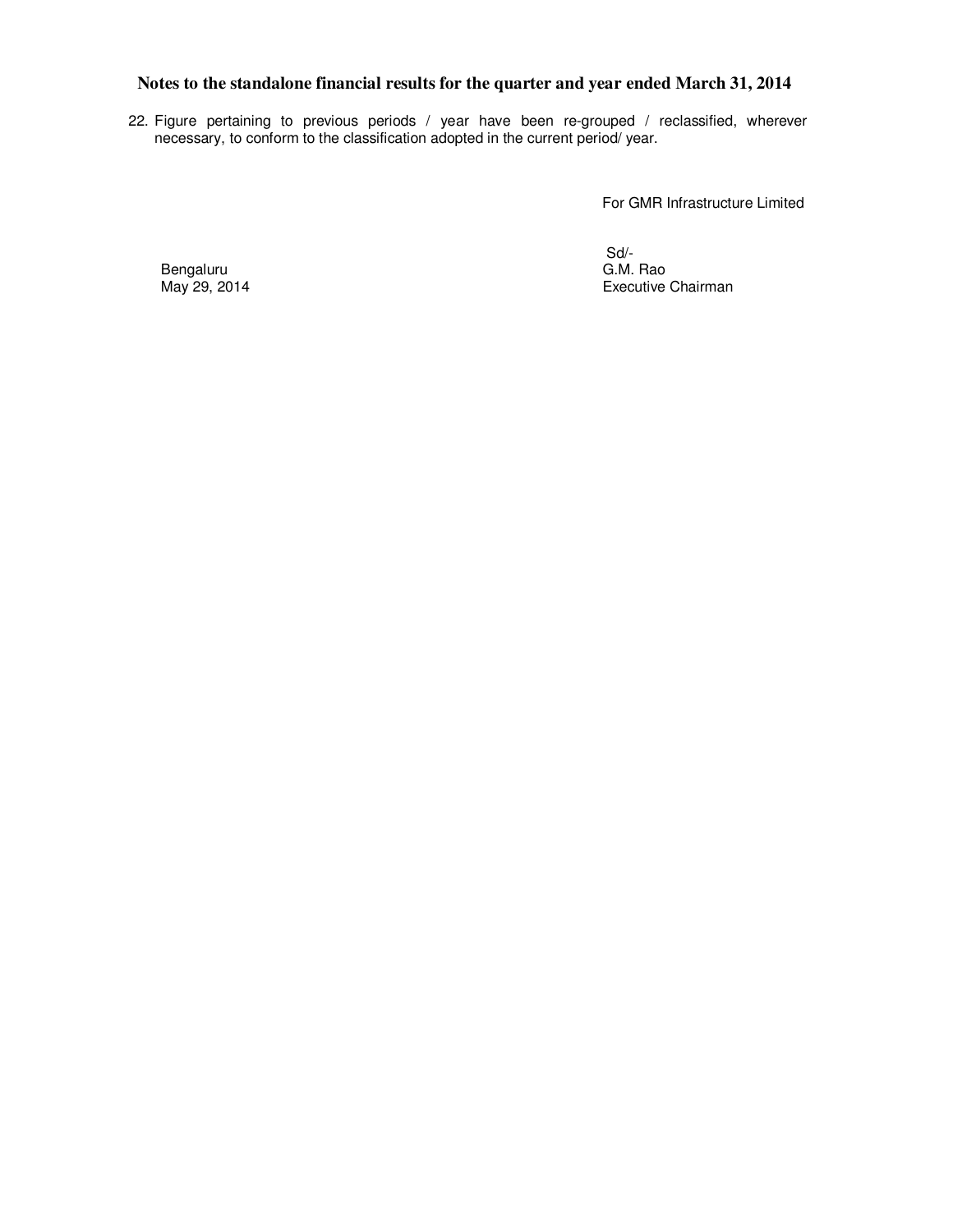**Notes to the standalone financial results for the quarter and year ended March 31, 2014**

22. Figure pertaining to previous periods / year have been re-grouped / reclassified, wherever necessary, to conform to the classification adopted in the current period/ year.

For GMR Infrastructure Limited

Sd/-
G.M. Rao
Executive Chairman

Bengaluru
May 29, 2014